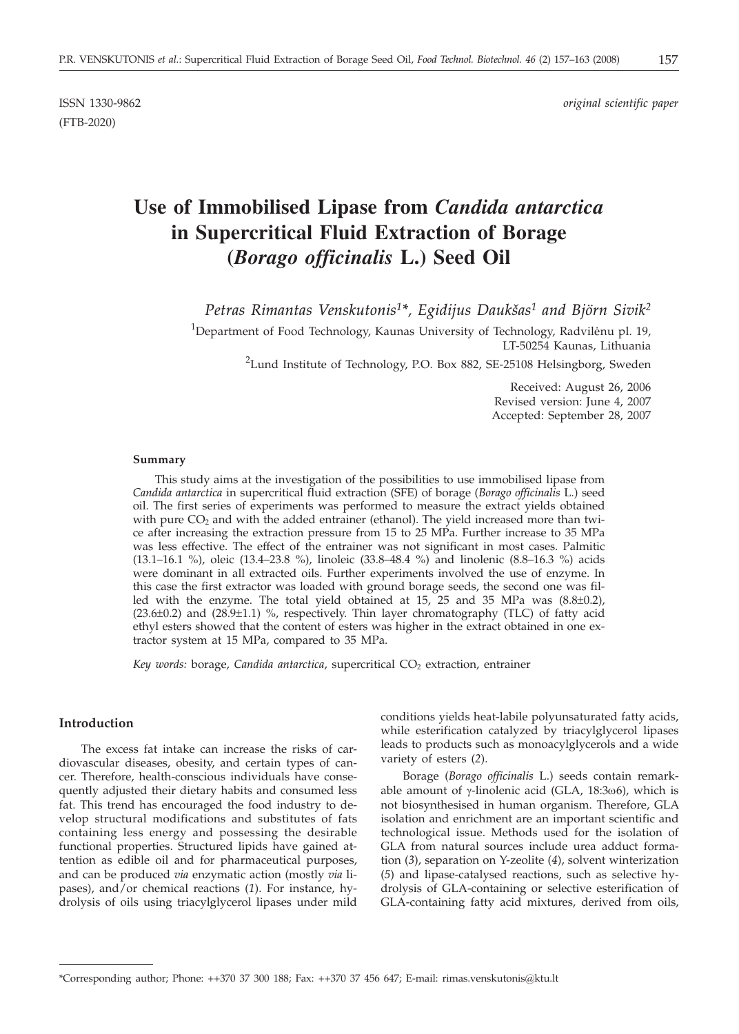ISSN 1330-9862 *original scientific paper*
(FTB-2020)

# Use of Immobilised Lipase from *Candida antarctica* in Supercritical Fluid Extraction of Borage (*Borago officinalis* L.) Seed Oil

*Petras Rimantas Venskutonis[1]\*, Egidijus Daukšas[1] and Björn Sivik[2]*

[1]Department of Food Technology, Kaunas University of Technology, Radvilėnu pl. 19, LT-50254 Kaunas, Lithuania

[2]Lund Institute of Technology, P.O. Box 882, SE-25108 Helsingborg, Sweden

Received: August 26, 2006
Revised version: June 4, 2007
Accepted: September 28, 2007

#### Summary

This study aims at the investigation of the possibilities to use immobilised lipase from *Candida antarctica* in supercritical fluid extraction (SFE) of borage (*Borago officinalis* L.) seed oil. The first series of experiments was performed to measure the extract yields obtained with pure $CO_2$ and with the added entrainer (ethanol). The yield increased more than twice after increasing the extraction pressure from 15 to 25 MPa. Further increase to 35 MPa was less effective. The effect of the entrainer was not significant in most cases. Palmitic (13.1–16.1 %), oleic (13.4–23.8 %), linoleic (33.8–48.4 %) and linolenic (8.8–16.3 %) acids were dominant in all extracted oils. Further experiments involved the use of enzyme. In this case the first extractor was loaded with ground borage seeds, the second one was filled with the enzyme. The total yield obtained at 15, 25 and 35 MPa was (8.8±0.2), (23.6±0.2) and (28.9±1.1) %, respectively. Thin layer chromatography (TLC) of fatty acid ethyl esters showed that the content of esters was higher in the extract obtained in one extractor system at 15 MPa, compared to 35 MPa.

*Key words:* borage, *Candida antarctica*, supercritical $CO_2$ extraction, entrainer

#### Introduction

The excess fat intake can increase the risks of cardiovascular diseases, obesity, and certain types of cancer. Therefore, health-conscious individuals have consequently adjusted their dietary habits and consumed less fat. This trend has encouraged the food industry to develop structural modifications and substitutes of fats containing less energy and possessing the desirable functional properties. Structured lipids have gained attention as edible oil and for pharmaceutical purposes, and can be produced *via* enzymatic action (mostly *via* lipases), and/or chemical reactions (*1*). For instance, hydrolysis of oils using triacylglycerol lipases under mild conditions yields heat-labile polyunsaturated fatty acids, while esterification catalyzed by triacylglycerol lipases leads to products such as monoacylglycerols and a wide variety of esters (*2*).

Borage (*Borago officinalis* L.) seeds contain remarkable amount of γ-linolenic acid (GLA, 18:3ω6), which is not biosynthesised in human organism. Therefore, GLA isolation and enrichment are an important scientific and technological issue. Methods used for the isolation of GLA from natural sources include urea adduct formation (*3*), separation on Y-zeolite (*4*), solvent winterization (*5*) and lipase-catalysed reactions, such as selective hydrolysis of GLA-containing or selective esterification of GLA-containing fatty acid mixtures, derived from oils,

\*Corresponding author; Phone: ++370 37 300 188; Fax: ++370 37 456 647; E-mail: rimas.venskutonis@ktu.lt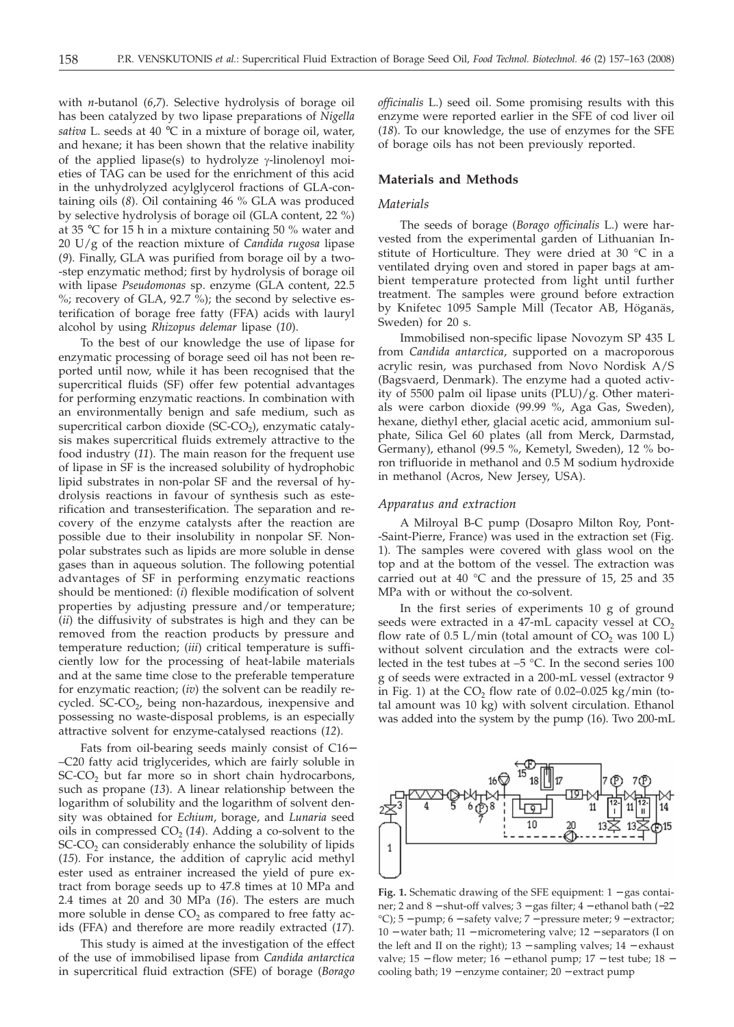with *n*-butanol (*6,7*). Selective hydrolysis of borage oil has been catalyzed by two lipase preparations of *Nigella sativa* L. seeds at 40 °C in a mixture of borage oil, water, and hexane; it has been shown that the relative inability of the applied lipase(s) to hydrolyze γ-linolenoyl moieties of TAG can be used for the enrichment of this acid in the unhydrolyzed acylglycerol fractions of GLA-containing oils (*8*). Oil containing 46 % GLA was produced by selective hydrolysis of borage oil (GLA content, 22 %) at 35 °C for 15 h in a mixture containing 50 % water and 20 U/g of the reaction mixture of *Candida rugosa* lipase (*9*). Finally, GLA was purified from borage oil by a two-step enzymatic method; first by hydrolysis of borage oil with lipase *Pseudomonas* sp. enzyme (GLA content, 22.5 %; recovery of GLA, 92.7 %); the second by selective esterification of borage free fatty (FFA) acids with lauryl alcohol by using *Rhizopus delemar* lipase (*10*).

To the best of our knowledge the use of lipase for enzymatic processing of borage seed oil has not been reported until now, while it has been recognised that the supercritical fluids (SF) offer few potential advantages for performing enzymatic reactions. In combination with an environmentally benign and safe medium, such as supercritical carbon dioxide (SC-$CO_2$), enzymatic catalysis makes supercritical fluids extremely attractive to the food industry (*11*). The main reason for the frequent use of lipase in SF is the increased solubility of hydrophobic lipid substrates in non-polar SF and the reversal of hydrolysis reactions in favour of synthesis such as esterification and transesterification. The separation and recovery of the enzyme catalysts after the reaction are possible due to their insolubility in nonpolar SF. Nonpolar substrates such as lipids are more soluble in dense gases than in aqueous solution. The following potential advantages of SF in performing enzymatic reactions should be mentioned: (*i*) flexible modification of solvent properties by adjusting pressure and/or temperature; (*ii*) the diffusivity of substrates is high and they can be removed from the reaction products by pressure and temperature reduction; (*iii*) critical temperature is sufficiently low for the processing of heat-labile materials and at the same time close to the preferable temperature for enzymatic reaction; (*iv*) the solvent can be readily recycled. SC-$CO_2$, being non-hazardous, inexpensive and possessing no waste-disposal problems, is an especially attractive solvent for enzyme-catalysed reactions (*12*).

Fats from oil-bearing seeds mainly consist of C16–C20 fatty acid triglycerides, which are fairly soluble in SC-$CO_2$ but far more so in short chain hydrocarbons, such as propane (*13*). A linear relationship between the logarithm of solubility and the logarithm of solvent density was obtained for *Echium*, borage, and *Lunaria* seed oils in compressed $CO_2$ (*14*). Adding a co-solvent to the SC-$CO_2$ can considerably enhance the solubility of lipids (*15*). For instance, the addition of caprylic acid methyl ester used as entrainer increased the yield of pure extract from borage seeds up to 47.8 times at 10 MPa and 2.4 times at 20 and 30 MPa (*16*). The esters are much more soluble in dense $CO_2$ as compared to free fatty acids (FFA) and therefore are more readily extracted (*17*).

This study is aimed at the investigation of the effect of the use of immobilised lipase from *Candida antarctica* in supercritical fluid extraction (SFE) of borage (*Borago officinalis* L.) seed oil. Some promising results with this enzyme were reported earlier in the SFE of cod liver oil (*18*). To our knowledge, the use of enzymes for the SFE of borage oils has not been previously reported.

## Materials and Methods

### Materials

The seeds of borage (*Borago officinalis* L.) were harvested from the experimental garden of Lithuanian Institute of Horticulture. They were dried at 30 °C in a ventilated drying oven and stored in paper bags at ambient temperature protected from light until further treatment. The samples were ground before extraction by Knifetec 1095 Sample Mill (Tecator AB, Höganäs, Sweden) for 20 s.

Immobilised non-specific lipase Novozym SP 435 L from *Candida antarctica*, supported on a macroporous acrylic resin, was purchased from Novo Nordisk A/S (Bagsvaerd, Denmark). The enzyme had a quoted activity of 5500 palm oil lipase units (PLU)/g. Other materials were carbon dioxide (99.99 %, Aga Gas, Sweden), hexane, diethyl ether, glacial acetic acid, ammonium sulphate, Silica Gel 60 plates (all from Merck, Darmstad, Germany), ethanol (99.5 %, Kemetyl, Sweden), 12 % boron trifluoride in methanol and 0.5 M sodium hydroxide in methanol (Acros, New Jersey, USA).

### Apparatus and extraction

A Milroyal B-C pump (Dosapro Milton Roy, Pont-Saint-Pierre, France) was used in the extraction set (Fig. 1). The samples were covered with glass wool on the top and at the bottom of the vessel. The extraction was carried out at 40 °C and the pressure of 15, 25 and 35 MPa with or without the co-solvent.

In the first series of experiments 10 g of ground seeds were extracted in a 47-mL capacity vessel at $CO_2$ flow rate of 0.5 L/min (total amount of $CO_2$ was 100 L) without solvent circulation and the extracts were collected in the test tubes at –5 °C. In the second series 100 g of seeds were extracted in a 200-mL vessel (extractor 9 in Fig. 1) at the $CO_2$ flow rate of 0.02–0.025 kg/min (total amount was 10 kg) with solvent circulation. Ethanol was added into the system by the pump (16). Two 200-mL

**Fig. 1.** Schematic drawing of the SFE equipment: 1 – gas container; 2 and 8 – shut-off valves; 3 – gas filter; 4 – ethanol bath (–22 °C); 5 – pump; 6 – safety valve; 7 – pressure meter; 9 – extractor; 10 – water bath; 11 – micrometering valve; 12 – separators (I on the left and II on the right); 13 – sampling valves; 14 – exhaust valve; 15 – flow meter; 16 – ethanol pump; 17 – test tube; 18 – cooling bath; 19 – enzyme container; 20 – extract pump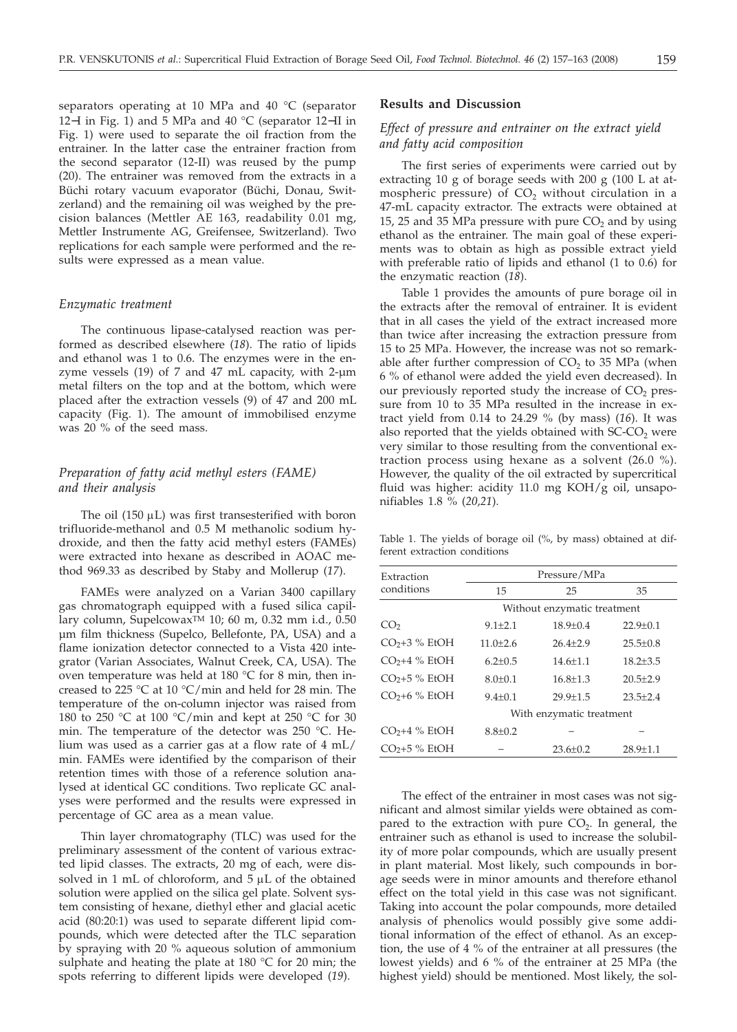separators operating at 10 MPa and 40 °C (separator 12–I in Fig. 1) and 5 MPa and 40 °C (separator 12–II in Fig. 1) were used to separate the oil fraction from the entrainer. In the latter case the entrainer fraction from the second separator (12-II) was reused by the pump (20). The entrainer was removed from the extracts in a Büchi rotary vacuum evaporator (Büchi, Donau, Switzerland) and the remaining oil was weighed by the precision balances (Mettler AE 163, readability 0.01 mg, Mettler Instrumente AG, Greifensee, Switzerland). Two replications for each sample were performed and the results were expressed as a mean value.

### *Enzymatic treatment*

The continuous lipase-catalysed reaction was performed as described elsewhere (*18*). The ratio of lipids and ethanol was 1 to 0.6. The enzymes were in the enzyme vessels (19) of 7 and 47 mL capacity, with 2-μm metal filters on the top and at the bottom, which were placed after the extraction vessels (9) of 47 and 200 mL capacity (Fig. 1). The amount of immobilised enzyme was 20 % of the seed mass.

### *Preparation of fatty acid methyl esters (FAME) and their analysis*

The oil (150 μL) was first transesterified with boron trifluoride-methanol and 0.5 M methanolic sodium hydroxide, and then the fatty acid methyl esters (FAMEs) were extracted into hexane as described in AOAC method 969.33 as described by Staby and Mollerup (*17*).

FAMEs were analyzed on a Varian 3400 capillary gas chromatograph equipped with a fused silica capillary column, SupelcowaxTM 10; 60 m, 0.32 mm i.d., 0.50 μm film thickness (Supelco, Bellefonte, PA, USA) and a flame ionization detector connected to a Vista 420 integrator (Varian Associates, Walnut Creek, CA, USA). The oven temperature was held at 180 °C for 8 min, then increased to 225 °C at 10 °C/min and held for 28 min. The temperature of the on-column injector was raised from 180 to 250 °C at 100 °C/min and kept at 250 °C for 30 min. The temperature of the detector was 250 °C. Helium was used as a carrier gas at a flow rate of 4 mL/min. FAMEs were identified by the comparison of their retention times with those of a reference solution analysed at identical GC conditions. Two replicate GC analyses were performed and the results were expressed in percentage of GC area as a mean value.

Thin layer chromatography (TLC) was used for the preliminary assessment of the content of various extracted lipid classes. The extracts, 20 mg of each, were dissolved in 1 mL of chloroform, and 5 μL of the obtained solution were applied on the silica gel plate. Solvent system consisting of hexane, diethyl ether and glacial acetic acid (80:20:1) was used to separate different lipid compounds, which were detected after the TLC separation by spraying with 20 % aqueous solution of ammonium sulphate and heating the plate at 180 °C for 20 min; the spots referring to different lipids were developed (*19*).

## Results and Discussion

### *Effect of pressure and entrainer on the extract yield and fatty acid composition*

The first series of experiments were carried out by extracting 10 g of borage seeds with 200 g (100 L at atmospheric pressure) of $CO_2$ without circulation in a 47-mL capacity extractor. The extracts were obtained at 15, 25 and 35 MPa pressure with pure $CO_2$ and by using ethanol as the entrainer. The main goal of these experiments was to obtain as high as possible extract yield with preferable ratio of lipids and ethanol (1 to 0.6) for the enzymatic reaction (*18*).

Table 1 provides the amounts of pure borage oil in the extracts after the removal of entrainer. It is evident that in all cases the yield of the extract increased more than twice after increasing the extraction pressure from 15 to 25 MPa. However, the increase was not so remarkable after further compression of $CO_2$ to 35 MPa (when 6 % of ethanol were added the yield even decreased). In our previously reported study the increase of $CO_2$ pressure from 10 to 35 MPa resulted in the increase in extract yield from 0.14 to 24.29 % (by mass) (*16*). It was also reported that the yields obtained with SC-$CO_2$ were very similar to those resulting from the conventional extraction process using hexane as a solvent (26.0 %). However, the quality of the oil extracted by supercritical fluid was higher: acidity 11.0 mg KOH/g oil, unsaponifiables 1.8 % (*20,21*).

Table 1. The yields of borage oil (%, by mass) obtained at different extraction conditions

| Extraction conditions | Pressure/MPa | | |
|---|---|---|---|
| | 15 | 25 | 35 |
| | Without enzymatic treatment | | |
| $CO_2$ | 9.1±2.1 | 18.9±0.4 | 22.9±0.1 |
| $CO_2$+3 % EtOH | 11.0±2.6 | 26.4±2.9 | 25.5±0.8 |
| $CO_2$+4 % EtOH | 6.2±0.5 | 14.6±1.1 | 18.2±3.5 |
| $CO_2$+5 % EtOH | 8.0±0.1 | 16.8±1.3 | 20.5±2.9 |
| $CO_2$+6 % EtOH | 9.4±0.1 | 29.9±1.5 | 23.5±2.4 |
| | With enzymatic treatment | | |
| $CO_2$+4 % EtOH | 8.8±0.2 | – | – |
| $CO_2$+5 % EtOH | – | 23.6±0.2 | 28.9±1.1 |

The effect of the entrainer in most cases was not significant and almost similar yields were obtained as compared to the extraction with pure $CO_2$. In general, the entrainer such as ethanol is used to increase the solubility of more polar compounds, which are usually present in plant material. Most likely, such compounds in borage seeds were in minor amounts and therefore ethanol effect on the total yield in this case was not significant. Taking into account the polar compounds, more detailed analysis of phenolics would possibly give some additional information of the effect of ethanol. As an exception, the use of 4 % of the entrainer at all pressures (the lowest yields) and 6 % of the entrainer at 25 MPa (the highest yield) should be mentioned. Most likely, the sol-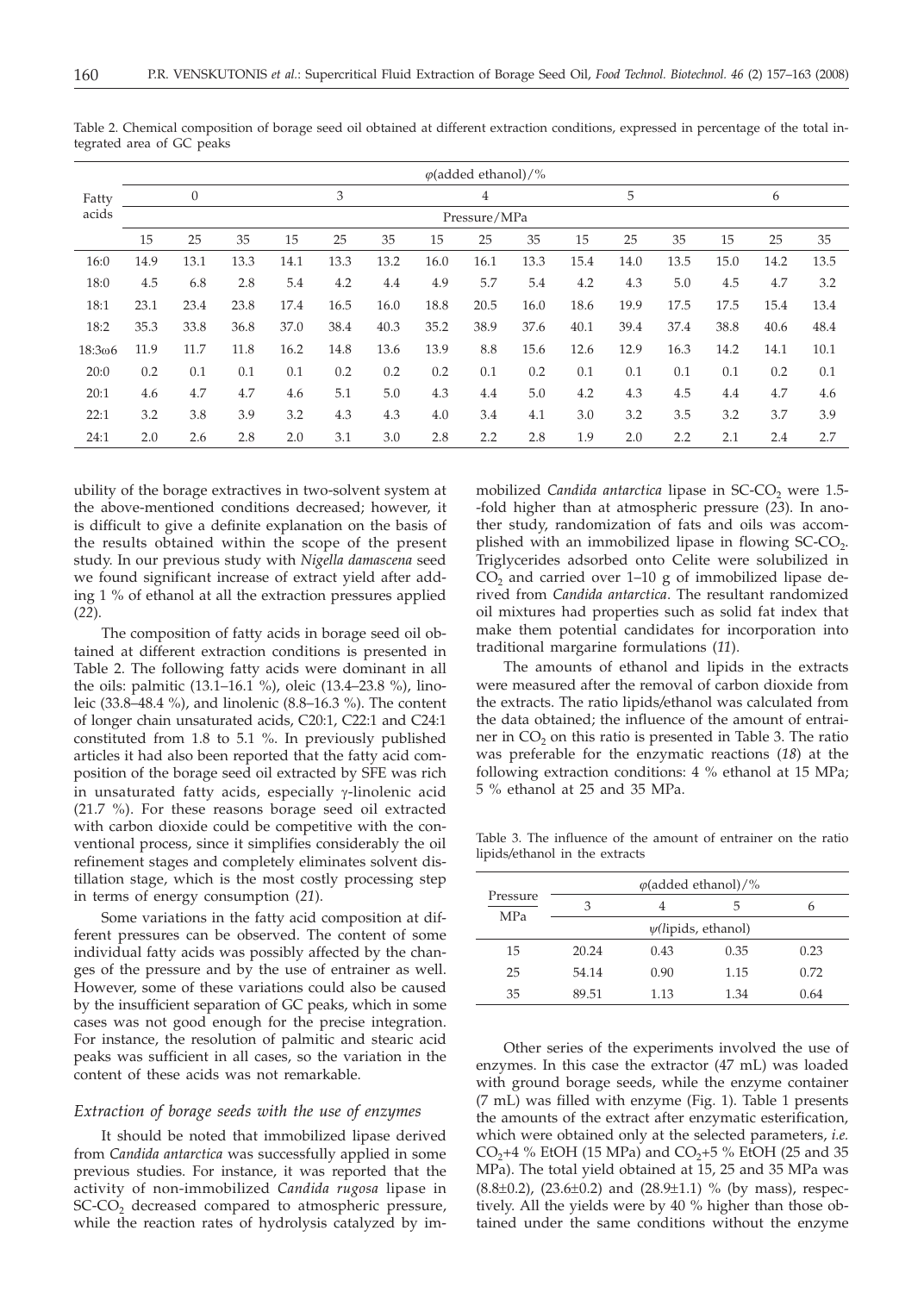Table 2. Chemical composition of borage seed oil obtained at different extraction conditions, expressed in percentage of the total integrated area of GC peaks

| Fatty acids | φ(added ethanol)/% | | | | | | | | | | | | | | |
|---|---|---|---|---|---|---|---|---|---|---|---|---|---|---|---|
| | 0 | | | 3 | | | 4 | | | 5 | | | 6 | | |
| | Pressure/MPa | | | | | | | | | | | | | | |
| | 15 | 25 | 35 | 15 | 25 | 35 | 15 | 25 | 35 | 15 | 25 | 35 | 15 | 25 | 35 |
| 16:0 | 14.9 | 13.1 | 13.3 | 14.1 | 13.3 | 13.2 | 16.0 | 16.1 | 13.3 | 15.4 | 14.0 | 13.5 | 15.0 | 14.2 | 13.5 |
| 18:0 | 4.5 | 6.8 | 2.8 | 5.4 | 4.2 | 4.4 | 4.9 | 5.7 | 5.4 | 4.2 | 4.3 | 5.0 | 4.5 | 4.7 | 3.2 |
| 18:1 | 23.1 | 23.4 | 23.8 | 17.4 | 16.5 | 16.0 | 18.8 | 20.5 | 16.0 | 18.6 | 19.9 | 17.5 | 17.5 | 15.4 | 13.4 |
| 18:2 | 35.3 | 33.8 | 36.8 | 37.0 | 38.4 | 40.3 | 35.2 | 38.9 | 37.6 | 40.1 | 39.4 | 37.4 | 38.8 | 40.6 | 48.4 |
| 18:3ω6 | 11.9 | 11.7 | 11.8 | 16.2 | 14.8 | 13.6 | 13.9 | 8.8 | 15.6 | 12.6 | 12.9 | 16.3 | 14.2 | 14.1 | 10.1 |
| 20:0 | 0.2 | 0.1 | 0.1 | 0.1 | 0.2 | 0.2 | 0.2 | 0.1 | 0.2 | 0.1 | 0.1 | 0.1 | 0.1 | 0.2 | 0.1 |
| 20:1 | 4.6 | 4.7 | 4.7 | 4.6 | 5.1 | 5.0 | 4.3 | 4.4 | 5.0 | 4.2 | 4.3 | 4.5 | 4.4 | 4.7 | 4.6 |
| 22:1 | 3.2 | 3.8 | 3.9 | 3.2 | 4.3 | 4.3 | 4.0 | 3.4 | 4.1 | 3.0 | 3.2 | 3.5 | 3.2 | 3.7 | 3.9 |
| 24:1 | 2.0 | 2.6 | 2.8 | 2.0 | 3.1 | 3.0 | 2.8 | 2.2 | 2.8 | 1.9 | 2.0 | 2.2 | 2.1 | 2.4 | 2.7 |

ubility of the borage extractives in two-solvent system at the above-mentioned conditions decreased; however, it is difficult to give a definite explanation on the basis of the results obtained within the scope of the present study. In our previous study with *Nigella damascena* seed we found significant increase of extract yield after adding 1 % of ethanol at all the extraction pressures applied (*22*).

The composition of fatty acids in borage seed oil obtained at different extraction conditions is presented in Table 2. The following fatty acids were dominant in all the oils: palmitic (13.1–16.1 %), oleic (13.4–23.8 %), linoleic (33.8–48.4 %), and linolenic (8.8–16.3 %). The content of longer chain unsaturated acids, C20:1, C22:1 and C24:1 constituted from 1.8 to 5.1 %. In previously published articles it had also been reported that the fatty acid composition of the borage seed oil extracted by SFE was rich in unsaturated fatty acids, especially γ-linolenic acid (21.7 %). For these reasons borage seed oil extracted with carbon dioxide could be competitive with the conventional process, since it simplifies considerably the oil refinement stages and completely eliminates solvent distillation stage, which is the most costly processing step in terms of energy consumption (*21*).

Some variations in the fatty acid composition at different pressures can be observed. The content of some individual fatty acids was possibly affected by the changes of the pressure and by the use of entrainer as well. However, some of these variations could also be caused by the insufficient separation of GC peaks, which in some cases was not good enough for the precise integration. For instance, the resolution of palmitic and stearic acid peaks was sufficient in all cases, so the variation in the content of these acids was not remarkable.

### *Extraction of borage seeds with the use of enzymes*

It should be noted that immobilized lipase derived from *Candida antarctica* was successfully applied in some previous studies. For instance, it was reported that the activity of non-immobilized *Candida rugosa* lipase in SC-$CO_2$ decreased compared to atmospheric pressure, while the reaction rates of hydrolysis catalyzed by immobilized *Candida antarctica* lipase in SC-$CO_2$ were 1.5-fold higher than at atmospheric pressure (*23*). In another study, randomization of fats and oils was accomplished with an immobilized lipase in flowing SC-$CO_2$. Triglycerides adsorbed onto Celite were solubilized in $CO_2$ and carried over 1–10 g of immobilized lipase derived from *Candida antarctica*. The resultant randomized oil mixtures had properties such as solid fat index that make them potential candidates for incorporation into traditional margarine formulations (*11*).

The amounts of ethanol and lipids in the extracts were measured after the removal of carbon dioxide from the extracts. The ratio lipids/ethanol was calculated from the data obtained; the influence of the amount of entrainer in $CO_2$ on this ratio is presented in Table 3. The ratio was preferable for the enzymatic reactions (*18*) at the following extraction conditions: 4 % ethanol at 15 MPa; 5 % ethanol at 25 and 35 MPa.

Table 3. The influence of the amount of entrainer on the ratio lipids/ethanol in the extracts

| Pressure MPa | φ(added ethanol)/% | | | |
|---|---|---|---|---|
| | 3 | 4 | 5 | 6 |
| | ψ(lipids, ethanol) | | | |
| 15 | 20.24 | 0.43 | 0.35 | 0.23 |
| 25 | 54.14 | 0.90 | 1.15 | 0.72 |
| 35 | 89.51 | 1.13 | 1.34 | 0.64 |

Other series of the experiments involved the use of enzymes. In this case the extractor (47 mL) was loaded with ground borage seeds, while the enzyme container (7 mL) was filled with enzyme (Fig. 1). Table 1 presents the amounts of the extract after enzymatic esterification, which were obtained only at the selected parameters, *i.e.* $CO_2$+4 % EtOH (15 MPa) and $CO_2$+5 % EtOH (25 and 35 MPa). The total yield obtained at 15, 25 and 35 MPa was (8.8±0.2), (23.6±0.2) and (28.9±1.1) % (by mass), respectively. All the yields were by 40 % higher than those obtained under the same conditions without the enzyme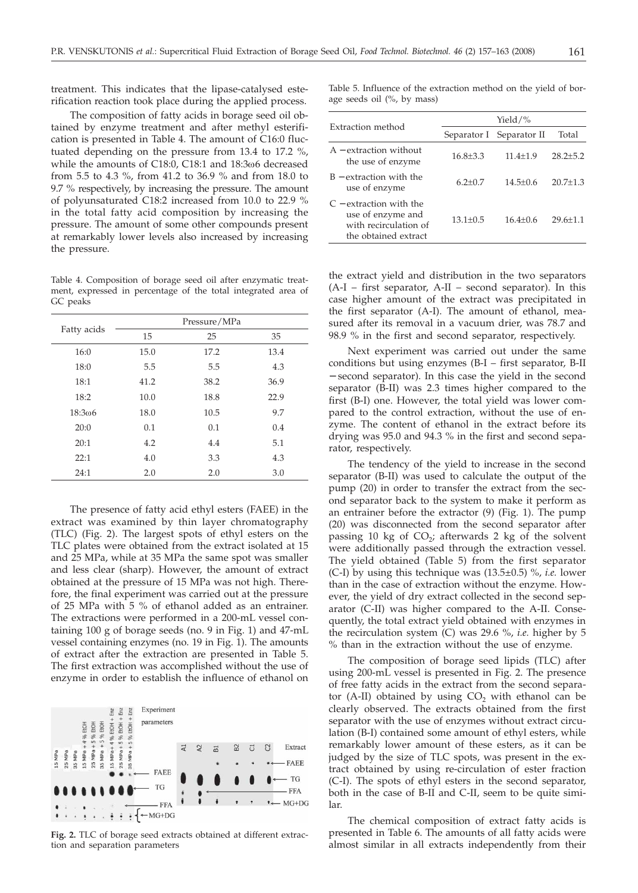treatment. This indicates that the lipase-catalysed esterification reaction took place during the applied process.

The composition of fatty acids in borage seed oil obtained by enzyme treatment and after methyl esterification is presented in Table 4. The amount of C16:0 fluctuated depending on the pressure from 13.4 to 17.2 %, while the amounts of C18:0, C18:1 and 18:3ω6 decreased from 5.5 to 4.3 %, from 41.2 to 36.9 % and from 18.0 to 9.7 % respectively, by increasing the pressure. The amount of polyunsaturated C18:2 increased from 10.0 to 22.9 % in the total fatty acid composition by increasing the pressure. The amount of some other compounds present at remarkably lower levels also increased by increasing the pressure.

Table 4. Composition of borage seed oil after enzymatic treatment, expressed in percentage of the total integrated area of GC peaks

| Fatty acids | Pressure/MPa | | |
|---|---|---|---|
| | 15 | 25 | 35 |
| 16:0 | 15.0 | 17.2 | 13.4 |
| 18:0 | 5.5 | 5.5 | 4.3 |
| 18:1 | 41.2 | 38.2 | 36.9 |
| 18:2 | 10.0 | 18.8 | 22.9 |
| 18:3ω6 | 18.0 | 10.5 | 9.7 |
| 20:0 | 0.1 | 0.1 | 0.4 |
| 20:1 | 4.2 | 4.4 | 5.1 |
| 22:1 | 4.0 | 3.3 | 4.3 |
| 24:1 | 2.0 | 2.0 | 3.0 |

The presence of fatty acid ethyl esters (FAEE) in the extract was examined by thin layer chromatography (TLC) (Fig. 2). The largest spots of ethyl esters on the TLC plates were obtained from the extract isolated at 15 and 25 MPa, while at 35 MPa the same spot was smaller and less clear (sharp). However, the amount of extract obtained at the pressure of 15 MPa was not high. Therefore, the final experiment was carried out at the pressure of 25 MPa with 5 % of ethanol added as an entrainer. The extractions were performed in a 200-mL vessel containing 100 g of borage seeds (no. 9 in Fig. 1) and 47-mL vessel containing enzymes (no. 19 in Fig. 1). The amounts of extract after the extraction are presented in Table 5. The first extraction was accomplished without the use of enzyme in order to establish the influence of ethanol on

**Fig. 2.** TLC of borage seed extracts obtained at different extraction and separation parameters

Table 5. Influence of the extraction method on the yield of borage seeds oil (%, by mass)

| Extraction method | Yield/% | | |
|---|---|---|---|
| | Separator I | Separator II | Total |
| A – extraction without the use of enzyme | 16.8±3.3 | 11.4±1.9 | 28.2±5.2 |
| B – extraction with the use of enzyme | 6.2±0.7 | 14.5±0.6 | 20.7±1.3 |
| C – extraction with the use of enzyme and with recirculation of the obtained extract | 13.1±0.5 | 16.4±0.6 | 29.6±1.1 |

the extract yield and distribution in the two separators (A-I – first separator, A-II – second separator). In this case higher amount of the extract was precipitated in the first separator (A-I). The amount of ethanol, measured after its removal in a vacuum drier, was 78.7 and 98.9 % in the first and second separator, respectively.

Next experiment was carried out under the same conditions but using enzymes (B-I – first separator, B-II – second separator). In this case the yield in the second separator (B-II) was 2.3 times higher compared to the first (B-I) one. However, the total yield was lower compared to the control extraction, without the use of enzyme. The content of ethanol in the extract before its drying was 95.0 and 94.3 % in the first and second separator, respectively.

The tendency of the yield to increase in the second separator (B-II) was used to calculate the output of the pump (20) in order to transfer the extract from the second separator back to the system to make it perform as an entrainer before the extractor (9) (Fig. 1). The pump (20) was disconnected from the second separator after passing 10 kg of $CO_2$; afterwards 2 kg of the solvent were additionally passed through the extraction vessel. The yield obtained (Table 5) from the first separator (C-I) by using this technique was (13.5±0.5) %, *i.e.* lower than in the case of extraction without the enzyme. However, the yield of dry extract collected in the second separator (C-II) was higher compared to the A-II. Consequently, the total extract yield obtained with enzymes in the recirculation system (C) was 29.6 %, *i.e.* higher by 5 % than in the extraction without the use of enzyme.

The composition of borage seed lipids (TLC) after using 200-mL vessel is presented in Fig. 2. The presence of free fatty acids in the extract from the second separator (A-II) obtained by using $CO_2$ with ethanol can be clearly observed. The extracts obtained from the first separator with the use of enzymes without extract circulation (B-I) contained some amount of ethyl esters, while remarkably lower amount of these esters, as it can be judged by the size of TLC spots, was present in the extract obtained by using re-circulation of ester fraction (C-I). The spots of ethyl esters in the second separator, both in the case of B-II and C-II, seem to be quite similar.

The chemical composition of extract fatty acids is presented in Table 6. The amounts of all fatty acids were almost similar in all extracts independently from their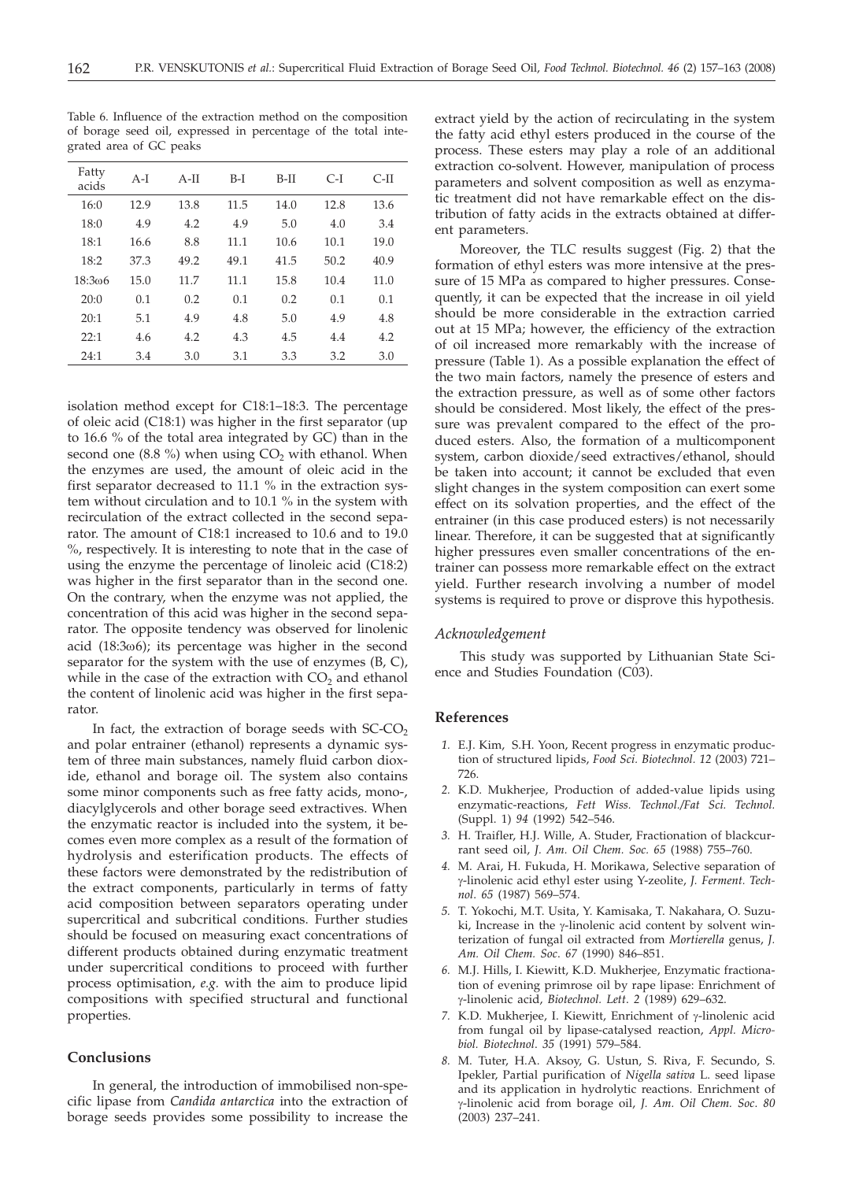Table 6. Influence of the extraction method on the composition of borage seed oil, expressed in percentage of the total integrated area of GC peaks

| Fatty acids | A-I | A-II | B-I | B-II | C-I | C-II |
|---|---|---|---|---|---|---|
| 16:0 | 12.9 | 13.8 | 11.5 | 14.0 | 12.8 | 13.6 |
| 18:0 | 4.9 | 4.2 | 4.9 | 5.0 | 4.0 | 3.4 |
| 18:1 | 16.6 | 8.8 | 11.1 | 10.6 | 10.1 | 19.0 |
| 18:2 | 37.3 | 49.2 | 49.1 | 41.5 | 50.2 | 40.9 |
| 18:3ω6 | 15.0 | 11.7 | 11.1 | 15.8 | 10.4 | 11.0 |
| 20:0 | 0.1 | 0.2 | 0.1 | 0.2 | 0.1 | 0.1 |
| 20:1 | 5.1 | 4.9 | 4.8 | 5.0 | 4.9 | 4.8 |
| 22:1 | 4.6 | 4.2 | 4.3 | 4.5 | 4.4 | 4.2 |
| 24:1 | 3.4 | 3.0 | 3.1 | 3.3 | 3.2 | 3.0 |

isolation method except for C18:1–18:3. The percentage of oleic acid (C18:1) was higher in the first separator (up to 16.6 % of the total area integrated by GC) than in the second one (8.8 %) when using $CO_2$ with ethanol. When the enzymes are used, the amount of oleic acid in the first separator decreased to 11.1 % in the extraction system without circulation and to 10.1 % in the system with recirculation of the extract collected in the second separator. The amount of C18:1 increased to 10.6 and to 19.0 %, respectively. It is interesting to note that in the case of using the enzyme the percentage of linoleic acid (C18:2) was higher in the first separator than in the second one. On the contrary, when the enzyme was not applied, the concentration of this acid was higher in the second separator. The opposite tendency was observed for linolenic acid (18:3ω6); its percentage was higher in the second separator for the system with the use of enzymes (B, C), while in the case of the extraction with $CO_2$ and ethanol the content of linolenic acid was higher in the first separator.

In fact, the extraction of borage seeds with SC-$CO_2$ and polar entrainer (ethanol) represents a dynamic system of three main substances, namely fluid carbon dioxide, ethanol and borage oil. The system also contains some minor components such as free fatty acids, mono-, diacylglycerols and other borage seed extractives. When the enzymatic reactor is included into the system, it becomes even more complex as a result of the formation of hydrolysis and esterification products. The effects of these factors were demonstrated by the redistribution of the extract components, particularly in terms of fatty acid composition between separators operating under supercritical and subcritical conditions. Further studies should be focused on measuring exact concentrations of different products obtained during enzymatic treatment under supercritical conditions to proceed with further process optimisation, *e.g.* with the aim to produce lipid compositions with specified structural and functional properties.

## Conclusions

In general, the introduction of immobilised non-specific lipase from *Candida antarctica* into the extraction of borage seeds provides some possibility to increase the extract yield by the action of recirculating in the system the fatty acid ethyl esters produced in the course of the process. These esters may play a role of an additional extraction co-solvent. However, manipulation of process parameters and solvent composition as well as enzymatic treatment did not have remarkable effect on the distribution of fatty acids in the extracts obtained at different parameters.

Moreover, the TLC results suggest (Fig. 2) that the formation of ethyl esters was more intensive at the pressure of 15 MPa as compared to higher pressures. Consequently, it can be expected that the increase in oil yield should be more considerable in the extraction carried out at 15 MPa; however, the efficiency of the extraction of oil increased more remarkably with the increase of pressure (Table 1). As a possible explanation the effect of the two main factors, namely the presence of esters and the extraction pressure, as well as of some other factors should be considered. Most likely, the effect of the pressure was prevalent compared to the effect of the produced esters. Also, the formation of a multicomponent system, carbon dioxide/seed extractives/ethanol, should be taken into account; it cannot be excluded that even slight changes in the system composition can exert some effect on its solvation properties, and the effect of the entrainer (in this case produced esters) is not necessarily linear. Therefore, it can be suggested that at significantly higher pressures even smaller concentrations of the entrainer can possess more remarkable effect on the extract yield. Further research involving a number of model systems is required to prove or disprove this hypothesis.

### *Acknowledgement*

This study was supported by Lithuanian State Science and Studies Foundation (C03).

## References

1. E.J. Kim, S.H. Yoon, Recent progress in enzymatic production of structured lipids, *Food Sci. Biotechnol. 12* (2003) 721–726.
2. K.D. Mukherjee, Production of added-value lipids using enzymatic-reactions, *Fett Wiss. Technol./Fat Sci. Technol.* (Suppl. 1) *94* (1992) 542–546.
3. H. Traifler, H.J. Wille, A. Studer, Fractionation of blackcurrant seed oil, *J. Am. Oil Chem. Soc. 65* (1988) 755–760.
4. M. Arai, H. Fukuda, H. Morikawa, Selective separation of γ-linolenic acid ethyl ester using Y-zeolite, *J. Ferment. Technol. 65* (1987) 569–574.
5. T. Yokochi, M.T. Usita, Y. Kamisaka, T. Nakahara, O. Suzuki, Increase in the γ-linolenic acid content by solvent winterization of fungal oil extracted from *Mortierella* genus, *J. Am. Oil Chem. Soc. 67* (1990) 846–851.
6. M.J. Hills, I. Kiewitt, K.D. Mukherjee, Enzymatic fractionation of evening primrose oil by rape lipase: Enrichment of γ-linolenic acid, *Biotechnol. Lett. 2* (1989) 629–632.
7. K.D. Mukherjee, I. Kiewitt, Enrichment of γ-linolenic acid from fungal oil by lipase-catalysed reaction, *Appl. Microbiol. Biotechnol. 35* (1991) 579–584.
8. M. Tuter, H.A. Aksoy, G. Ustun, S. Riva, F. Secundo, S. Ipekler, Partial purification of *Nigella sativa* L. seed lipase and its application in hydrolytic reactions. Enrichment of γ-linolenic acid from borage oil, *J. Am. Oil Chem. Soc. 80* (2003) 237–241.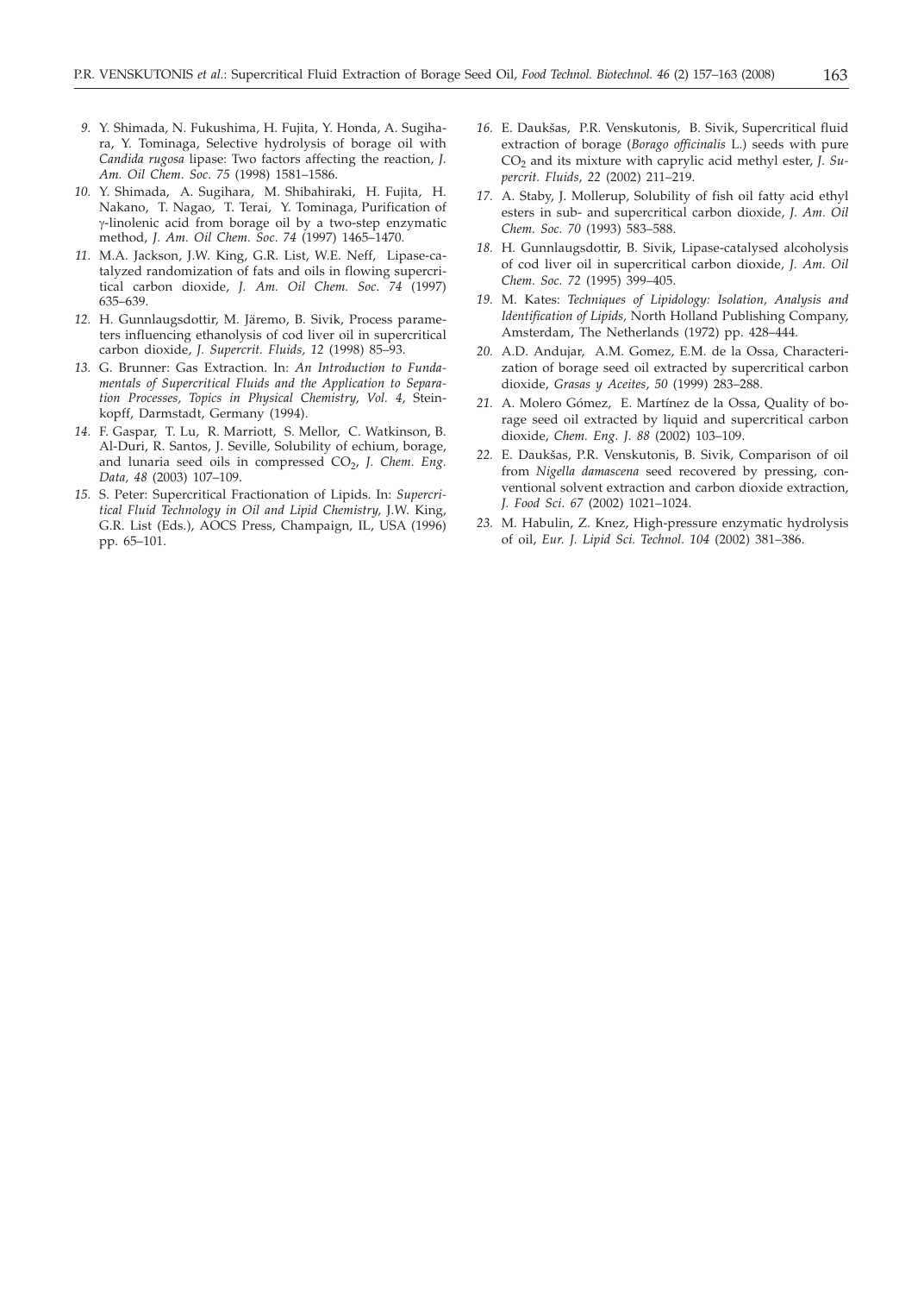9. Y. Shimada, N. Fukushima, H. Fujita, Y. Honda, A. Sugihara, Y. Tominaga, Selective hydrolysis of borage oil with *Candida rugosa* lipase: Two factors affecting the reaction, *J. Am. Oil Chem. Soc. 75* (1998) 1581–1586.
10. Y. Shimada, A. Sugihara, M. Shibahiraki, H. Fujita, H. Nakano, T. Nagao, T. Terai, Y. Tominaga, Purification of γ-linolenic acid from borage oil by a two-step enzymatic method, *J. Am. Oil Chem. Soc. 74* (1997) 1465–1470.
11. M.A. Jackson, J.W. King, G.R. List, W.E. Neff, Lipase-catalyzed randomization of fats and oils in flowing supercritical carbon dioxide, *J. Am. Oil Chem. Soc. 74* (1997) 635–639.
12. H. Gunnlaugsdottir, M. Järemo, B. Sivik, Process parameters influencing ethanolysis of cod liver oil in supercritical carbon dioxide, *J. Supercrit. Fluids, 12* (1998) 85–93.
13. G. Brunner: Gas Extraction. In: *An Introduction to Fundamentals of Supercritical Fluids and the Application to Separation Processes, Topics in Physical Chemistry, Vol. 4*, Steinkopff, Darmstadt, Germany (1994).
14. F. Gaspar, T. Lu, R. Marriott, S. Mellor, C. Watkinson, B. Al-Duri, R. Santos, J. Seville, Solubility of echium, borage, and lunaria seed oils in compressed $CO_2$, *J. Chem. Eng. Data, 48* (2003) 107–109.
15. S. Peter: Supercritical Fractionation of Lipids. In: *Supercritical Fluid Technology in Oil and Lipid Chemistry*, J.W. King, G.R. List (Eds.), AOCS Press, Champaign, IL, USA (1996) pp. 65–101.
16. E. Daukšas, P.R. Venskutonis, B. Sivik, Supercritical fluid extraction of borage (*Borago officinalis* L.) seeds with pure $CO_2$ and its mixture with caprylic acid methyl ester, *J. Supercrit. Fluids, 22* (2002) 211–219.
17. A. Staby, J. Mollerup, Solubility of fish oil fatty acid ethyl esters in sub- and supercritical carbon dioxide, *J. Am. Oil Chem. Soc. 70* (1993) 583–588.
18. H. Gunnlaugsdottir, B. Sivik, Lipase-catalysed alcoholysis of cod liver oil in supercritical carbon dioxide, *J. Am. Oil Chem. Soc. 72* (1995) 399–405.
19. M. Kates: *Techniques of Lipidology: Isolation, Analysis and Identification of Lipids*, North Holland Publishing Company, Amsterdam, The Netherlands (1972) pp. 428–444.
20. A.D. Andujar, A.M. Gomez, E.M. de la Ossa, Characterization of borage seed oil extracted by supercritical carbon dioxide, *Grasas y Aceites, 50* (1999) 283–288.
21. A. Molero Gómez, E. Martínez de la Ossa, Quality of borage seed oil extracted by liquid and supercritical carbon dioxide, *Chem. Eng. J. 88* (2002) 103–109.
22. E. Daukšas, P.R. Venskutonis, B. Sivik, Comparison of oil from *Nigella damascena* seed recovered by pressing, conventional solvent extraction and carbon dioxide extraction, *J. Food Sci. 67* (2002) 1021–1024.
23. M. Habulin, Z. Knez, High-pressure enzymatic hydrolysis of oil, *Eur. J. Lipid Sci. Technol. 104* (2002) 381–386.